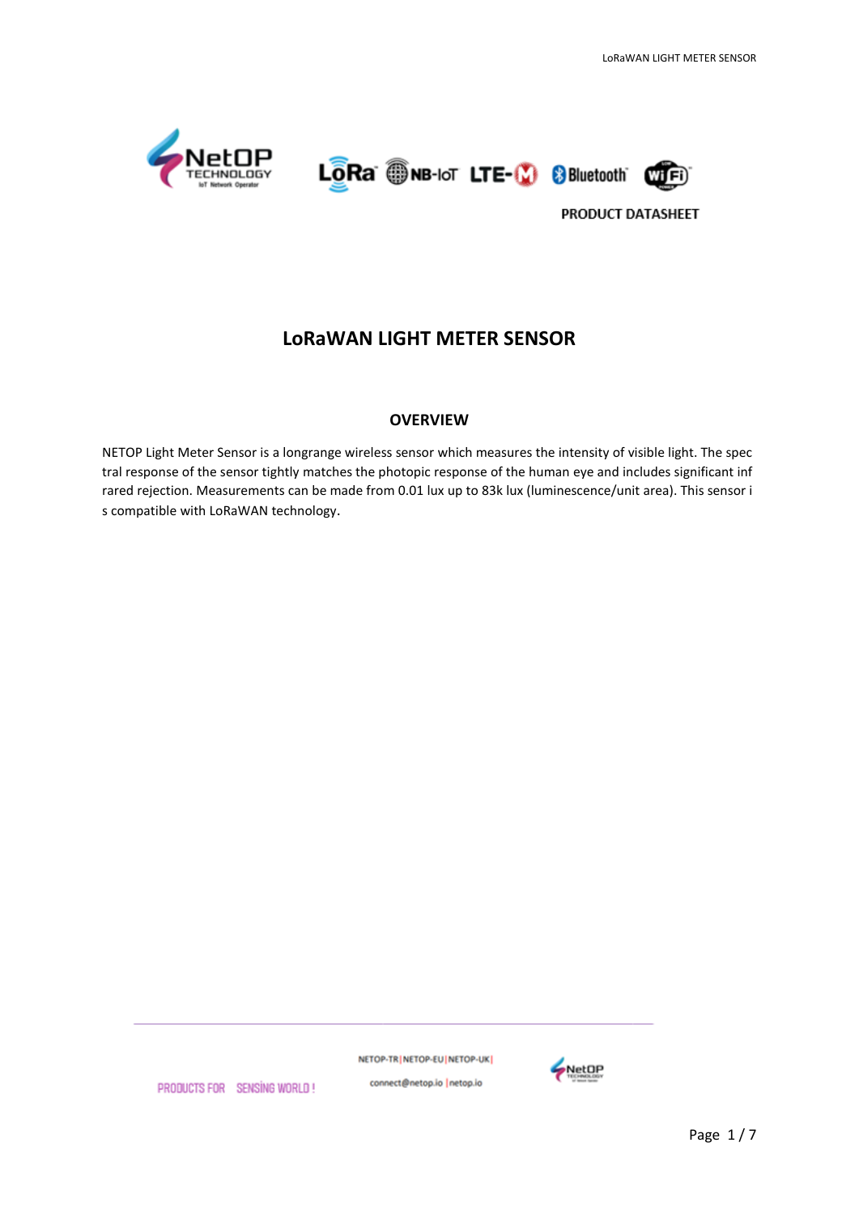PRODUCT DATASHEET

# LoRaWAN LIGHT METER SENSOR

## OVERVIEW

NETOP Light Meter Sensor is a longrange wireless sensor which measures the intensity of visible light. The spectral response of the sensor tightly matches the photopic response of the human eye and includes significant infrared rejection. Measurements can be made from 0.01 lux up to 83k lux (luminescence/unit area). This sensor is compatible with LoRaWAN technology.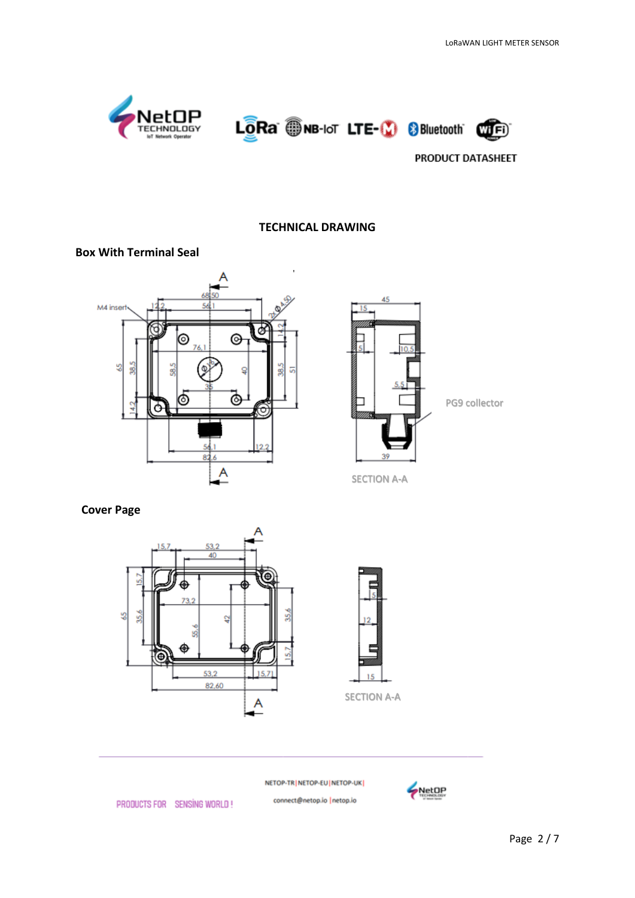PRODUCT DATASHEET

## TECHNICAL DRAWING

### Box With Terminal Seal

PG9 collector

SECTION A-A

### Cover Page

SECTION A-A

PRODUCTS FOR SENSİNG WORLD !

NETOP-TR | NETOP-EU | NETOP-UK |

connect@netop.io | netop.io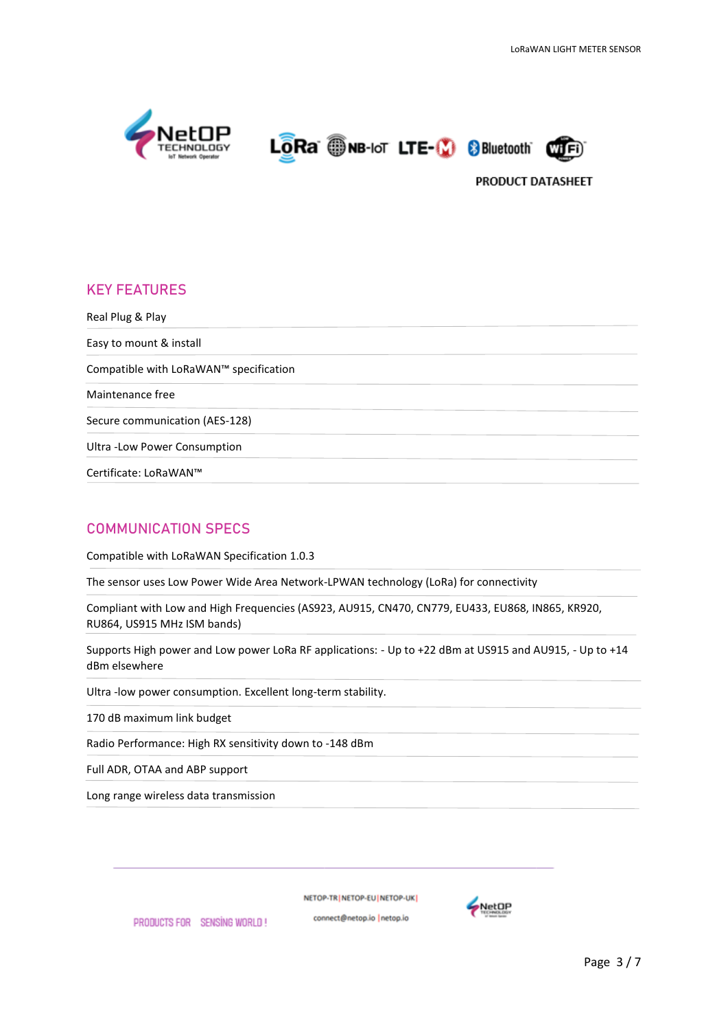PRODUCT DATASHEET

## KEY FEATURES

Real Plug & Play

Easy to mount & install

Compatible with LoRaWAN™ specification

Maintenance free

Secure communication (AES-128)

Ultra -Low Power Consumption

Certificate: LoRaWAN™

## COMMUNICATION SPECS

Compatible with LoRaWAN Specification 1.0.3

The sensor uses Low Power Wide Area Network-LPWAN technology (LoRa) for connectivity

Compliant with Low and High Frequencies (AS923, AU915, CN470, CN779, EU433, EU868, IN865, KR920, RU864, US915 MHz ISM bands)

Supports High power and Low power LoRa RF applications: - Up to +22 dBm at US915 and AU915, - Up to +14 dBm elsewhere

Ultra -low power consumption. Excellent long-term stability.

170 dB maximum link budget

Radio Performance: High RX sensitivity down to -148 dBm

Full ADR, OTAA and ABP support

Long range wireless data transmission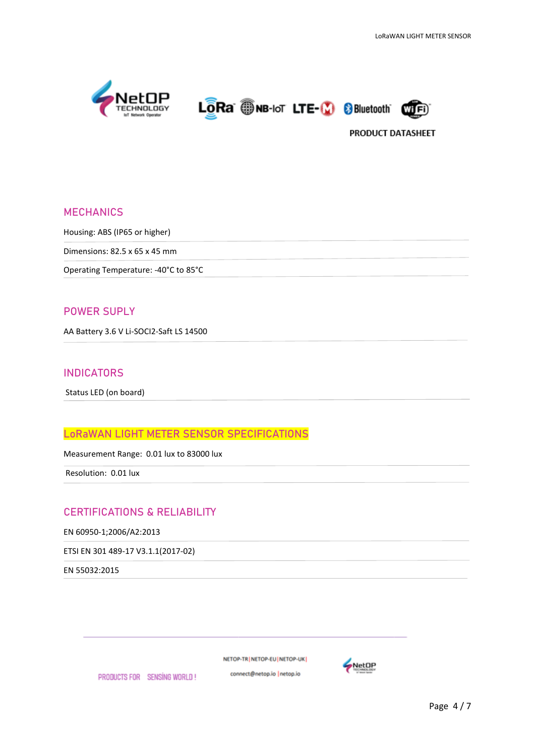**PRODUCT DATASHEET**

## MECHANICS

Housing: ABS (IP65 or higher)

Dimensions: 82.5 x 65 x 45 mm

Operating Temperature: -40°C to 85°C

## POWER SUPLY

AA Battery 3.6 V Li-SOCI2-Saft LS 14500

## INDICATORS

Status LED (on board)

## LoRaWAN LIGHT METER SENSOR SPECIFICATIONS

Measurement Range: 0.01 lux to 83000 lux

Resolution: 0.01 lux

## CERTIFICATIONS & RELIABILITY

EN 60950-1;2006/A2:2013

ETSI EN 301 489-17 V3.1.1(2017-02)

EN 55032:2015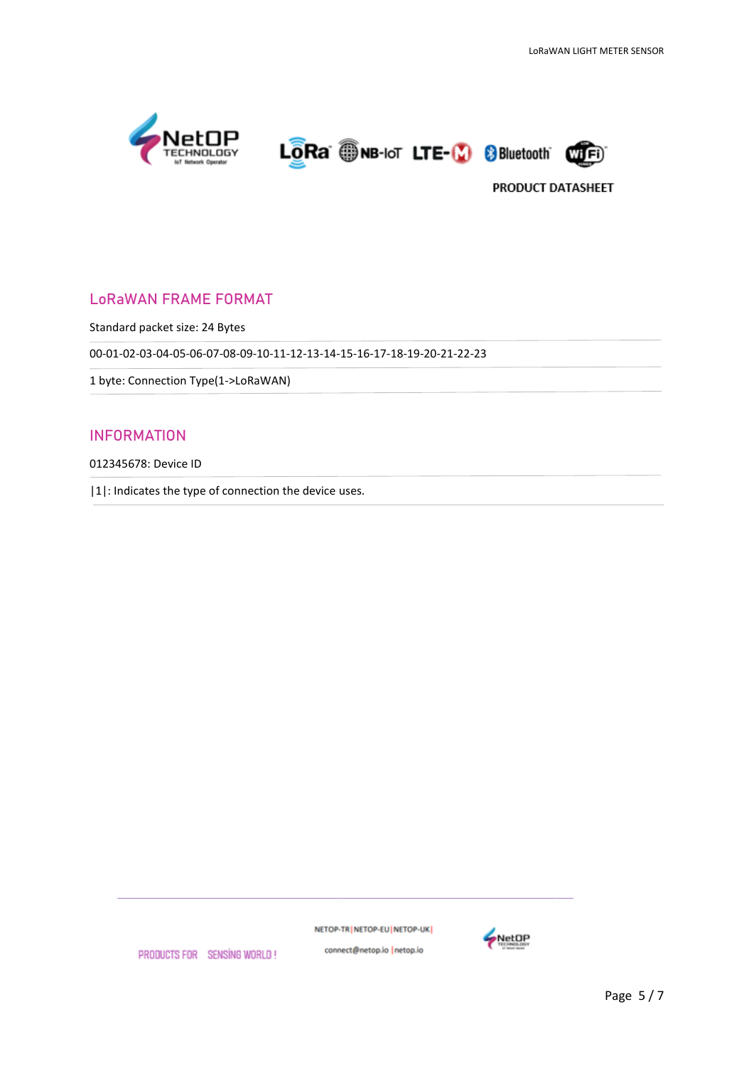PRODUCT DATASHEET

## LoRaWAN FRAME FORMAT

Standard packet size: 24 Bytes

00-01-02-03-04-05-06-07-08-09-10-11-12-13-14-15-16-17-18-19-20-21-22-23

1 byte: Connection Type(1->LoRaWAN)

## INFORMATION

012345678: Device ID

|1|: Indicates the type of connection the device uses.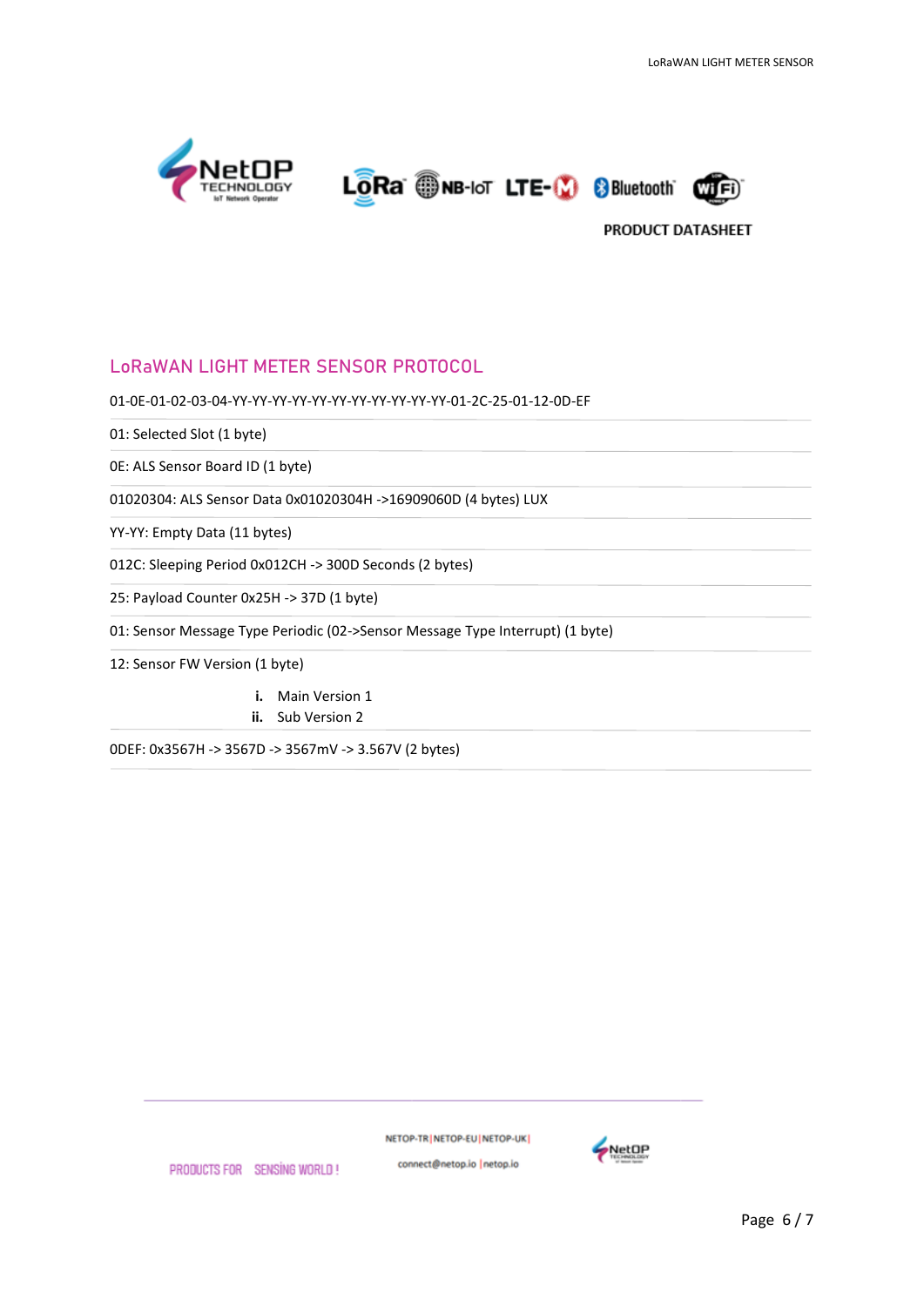PRODUCT DATASHEET

## LoRaWAN LIGHT METER SENSOR PROTOCOL

01-0E-01-02-03-04-YY-YY-YY-YY-YY-YY-YY-YY-YY-YY-YY-01-2C-25-01-12-0D-EF

01: Selected Slot (1 byte)

0E: ALS Sensor Board ID (1 byte)

01020304: ALS Sensor Data 0x01020304H ->16909060D (4 bytes) LUX

YY-YY: Empty Data (11 bytes)

012C: Sleeping Period 0x012CH -> 300D Seconds (2 bytes)

25: Payload Counter 0x25H -> 37D (1 byte)

01: Sensor Message Type Periodic (02->Sensor Message Type Interrupt) (1 byte)

12: Sensor FW Version (1 byte)

i. Main Version 1
ii. Sub Version 2

0DEF: 0x3567H -> 3567D -> 3567mV -> 3.567V (2 bytes)

PRODUCTS FOR SENSING WORLD !

NETOP-TR | NETOP-EU | NETOP-UK |

connect@netop.io | netop.io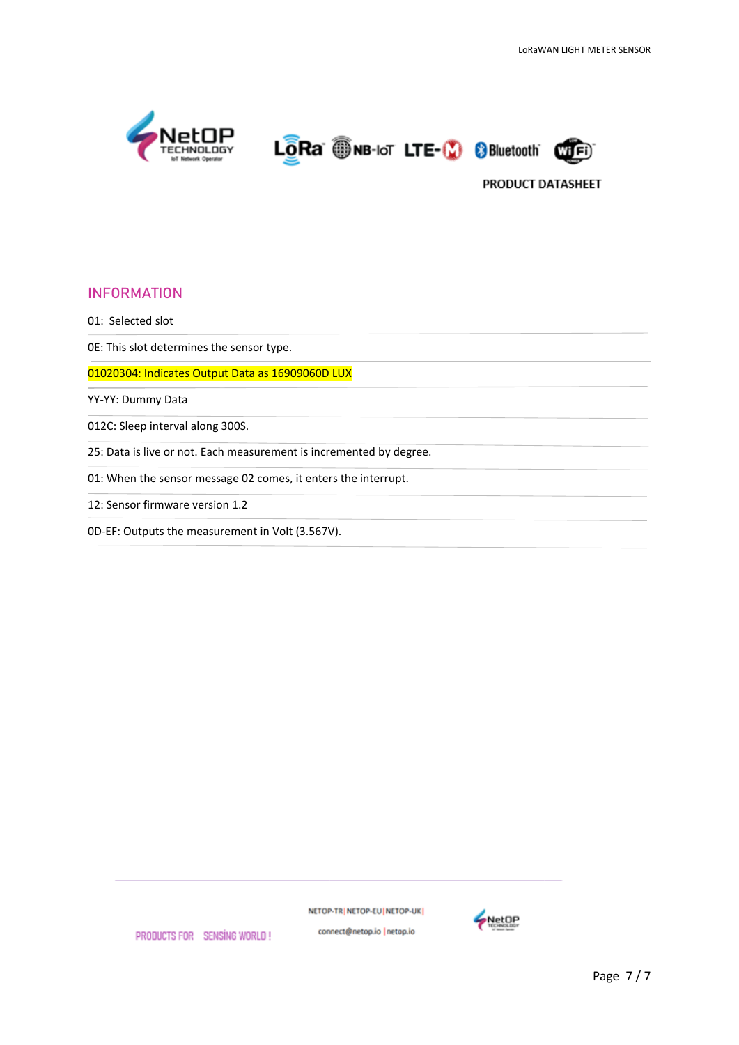PRODUCT DATASHEET

## INFORMATION

01: Selected slot

0E: This slot determines the sensor type.

01020304: Indicates Output Data as 16909060D LUX

YY-YY: Dummy Data

012C: Sleep interval along 300S.

25: Data is live or not. Each measurement is incremented by degree.

01: When the sensor message 02 comes, it enters the interrupt.

12: Sensor firmware version 1.2

0D-EF: Outputs the measurement in Volt (3.567V).